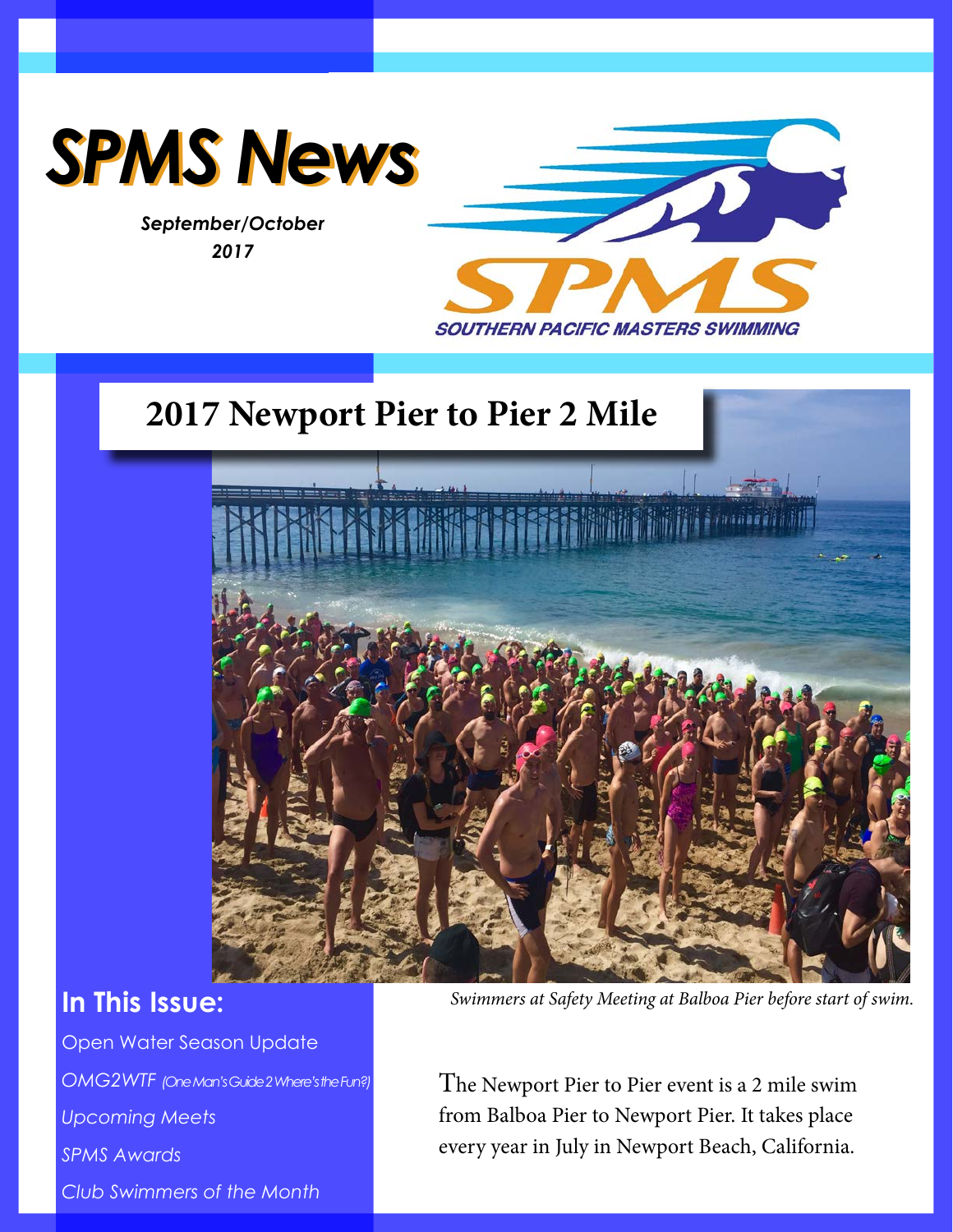# SPMS News

*September/October 2017*

SOUTHERN PACIFIC MASTERS SWIMMING

## 2017 Newport Pier to Pier 2 Mile

*Swimmers at Safety Meeting at Balboa Pier before start of swim.*

The Newport Pier to Pier event is a 2 mile swim from Balboa Pier to Newport Pier. It takes place every year in July in Newport Beach, California.

### In This Issue:

- Open Water Season Update
- *OMG2WTF (One Man's Guide 2 Where's the Fun?)*
- *Upcoming Meets*
- *SPMS Awards*
- *Club Swimmers of the Month*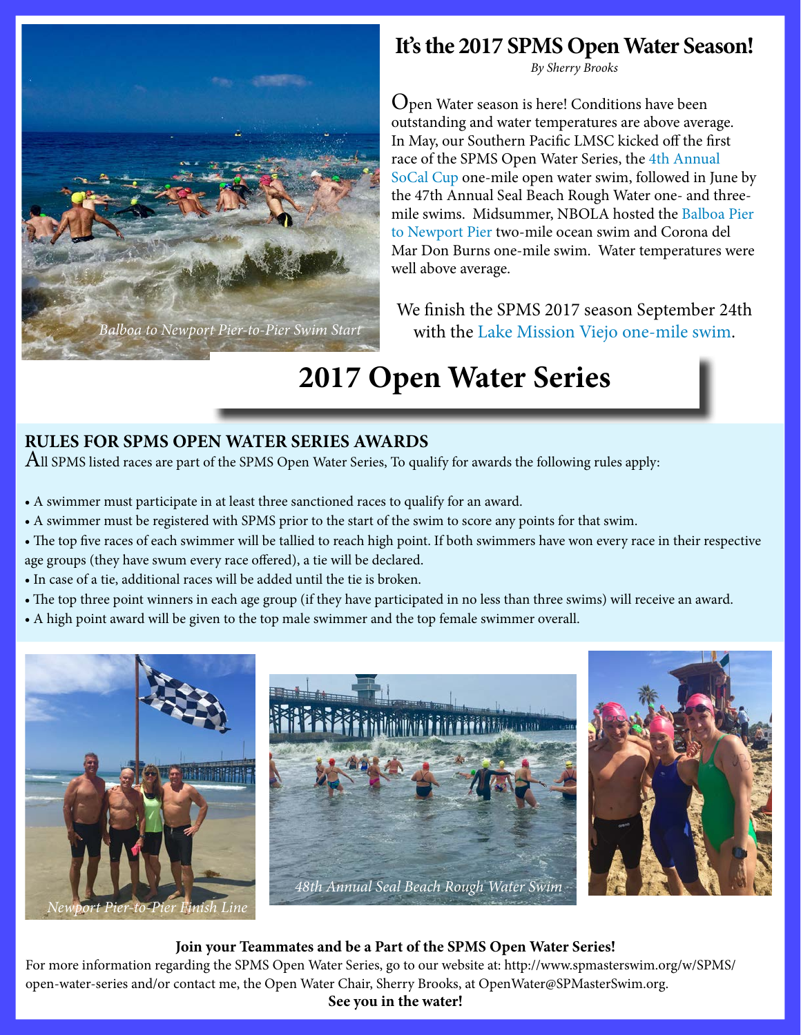## It's the 2017 SPMS Open Water Season!

*By Sherry Brooks*

Open Water season is here! Conditions have been outstanding and water temperatures are above average. In May, our Southern Pacific LMSC kicked off the first race of the SPMS Open Water Series, the 4th Annual SoCal Cup one-mile open water swim, followed in June by the 47th Annual Seal Beach Rough Water one- and three-mile swims. Midsummer, NBOLA hosted the Balboa Pier to Newport Pier two-mile ocean swim and Corona del Mar Don Burns one-mile swim. Water temperatures were well above average.

We finish the SPMS 2017 season September 24th with the Lake Mission Viejo one-mile swim.

*Balboa to Newport Pier-to-Pier Swim Start*

# 2017 Open Water Series

### RULES FOR SPMS OPEN WATER SERIES AWARDS

All SPMS listed races are part of the SPMS Open Water Series, To qualify for awards the following rules apply:

- A swimmer must participate in at least three sanctioned races to qualify for an award.
- A swimmer must be registered with SPMS prior to the start of the swim to score any points for that swim.
- The top five races of each swimmer will be tallied to reach high point. If both swimmers have won every race in their respective age groups (they have swum every race offered), a tie will be declared.
- In case of a tie, additional races will be added until the tie is broken.
- The top three point winners in each age group (if they have participated in no less than three swims) will receive an award.
- A high point award will be given to the top male swimmer and the top female swimmer overall.

*Newport Pier-to-Pier Finish Line*

*48th Annual Seal Beach Rough Water Swim*

**Join your Teammates and be a Part of the SPMS Open Water Series!**

For more information regarding the SPMS Open Water Series, go to our website at: http://www.spmasterswim.org/w/SPMS/open-water-series and/or contact me, the Open Water Chair, Sherry Brooks, at OpenWater@SPMasterSwim.org.

**See you in the water!**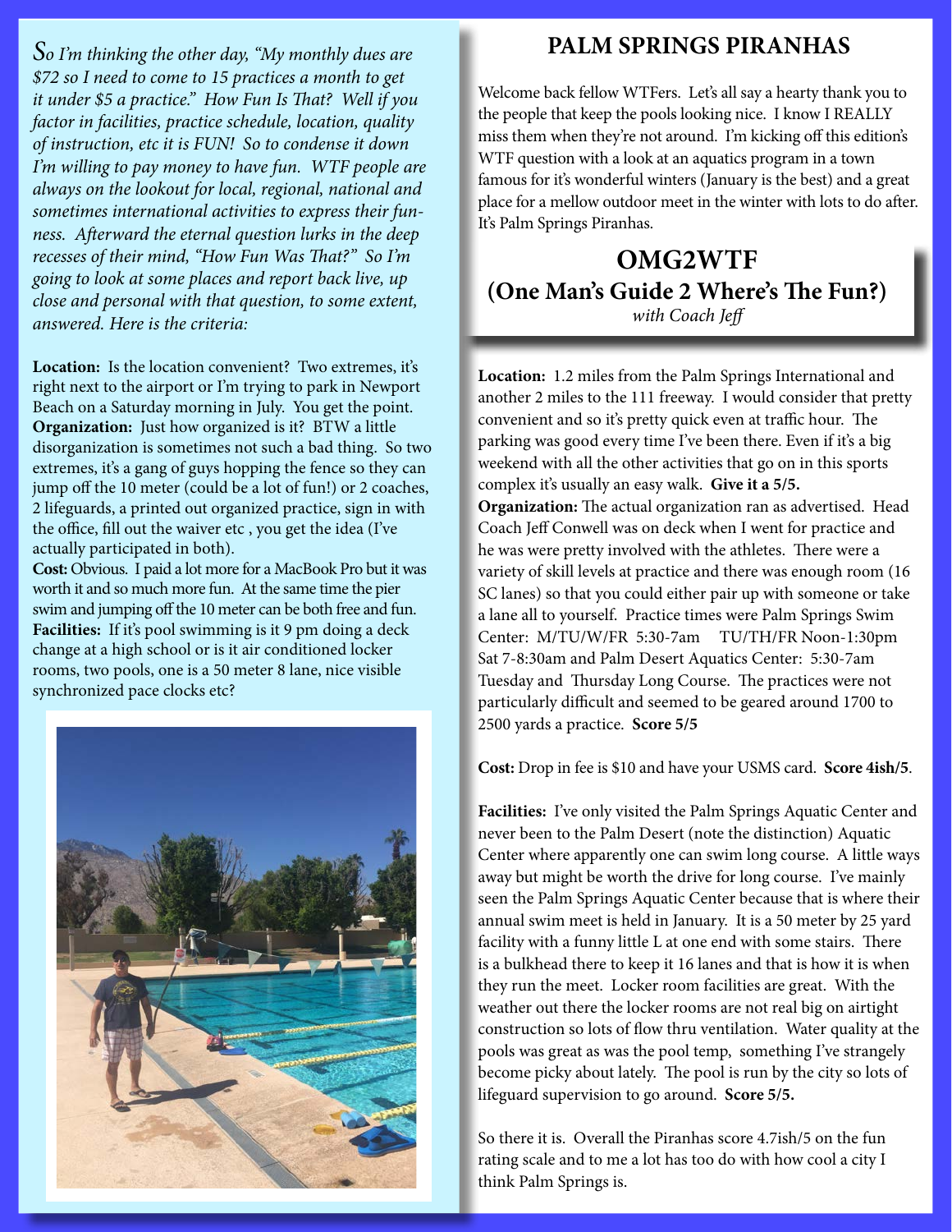*So I'm thinking the other day, "My monthly dues are $72 so I need to come to 15 practices a month to get it under $5 a practice." How Fun Is That? Well if you factor in facilities, practice schedule, location, quality of instruction, etc it is FUN! So to condense it down I'm willing to pay money to have fun. WTF people are always on the lookout for local, regional, national and sometimes international activities to express their funness. Afterward the eternal question lurks in the deep recesses of their mind, "How Fun Was That?" So I'm going to look at some places and report back live, up close and personal with that question, to some extent, answered. Here is the criteria:*

**Location:** Is the location convenient? Two extremes, it's right next to the airport or I'm trying to park in Newport Beach on a Saturday morning in July. You get the point.
**Organization:** Just how organized is it? BTW a little disorganization is sometimes not such a bad thing. So two extremes, it's a gang of guys hopping the fence so they can jump off the 10 meter (could be a lot of fun!) or 2 coaches, 2 lifeguards, a printed out organized practice, sign in with the office, fill out the waiver etc , you get the idea (I've actually participated in both).
**Cost:** Obvious. I paid a lot more for a MacBook Pro but it was worth it and so much more fun. At the same time the pier swim and jumping off the 10 meter can be both free and fun.
**Facilities:** If it's pool swimming is it 9 pm doing a deck change at a high school or is it air conditioned locker rooms, two pools, one is a 50 meter 8 lane, nice visible synchronized pace clocks etc?

## PALM SPRINGS PIRANHAS

Welcome back fellow WTFers. Let's all say a hearty thank you to the people that keep the pools looking nice. I know I REALLY miss them when they're not around. I'm kicking off this edition's WTF question with a look at an aquatics program in a town famous for it's wonderful winters (January is the best) and a great place for a mellow outdoor meet in the winter with lots to do after. It's Palm Springs Piranhas.

# OMG2WTF
## (One Man's Guide 2 Where's The Fun?)
*with Coach Jeff*

**Location:** 1.2 miles from the Palm Springs International and another 2 miles to the 111 freeway. I would consider that pretty convenient and so it's pretty quick even at traffic hour. The parking was good every time I've been there. Even if it's a big weekend with all the other activities that go on in this sports complex it's usually an easy walk. **Give it a 5/5.**
**Organization:** The actual organization ran as advertised. Head Coach Jeff Conwell was on deck when I went for practice and he was were pretty involved with the athletes. There were a variety of skill levels at practice and there was enough room (16 SC lanes) so that you could either pair up with someone or take a lane all to yourself. Practice times were Palm Springs Swim Center: M/TU/W/FR 5:30-7am TU/TH/FR Noon-1:30pm Sat 7-8:30am and Palm Desert Aquatics Center: 5:30-7am Tuesday and Thursday Long Course. The practices were not particularly difficult and seemed to be geared around 1700 to 2500 yards a practice. **Score 5/5**

**Cost:** Drop in fee is $10 and have your USMS card. **Score 4ish/5**.

**Facilities:** I've only visited the Palm Springs Aquatic Center and never been to the Palm Desert (note the distinction) Aquatic Center where apparently one can swim long course. A little ways away but might be worth the drive for long course. I've mainly seen the Palm Springs Aquatic Center because that is where their annual swim meet is held in January. It is a 50 meter by 25 yard facility with a funny little L at one end with some stairs. There is a bulkhead there to keep it 16 lanes and that is how it is when they run the meet. Locker room facilities are great. With the weather out there the locker rooms are not real big on airtight construction so lots of flow thru ventilation. Water quality at the pools was great as was the pool temp, something I've strangely become picky about lately. The pool is run by the city so lots of lifeguard supervision to go around. **Score 5/5.**

So there it is. Overall the Piranhas score 4.7ish/5 on the fun rating scale and to me a lot has too do with how cool a city I think Palm Springs is.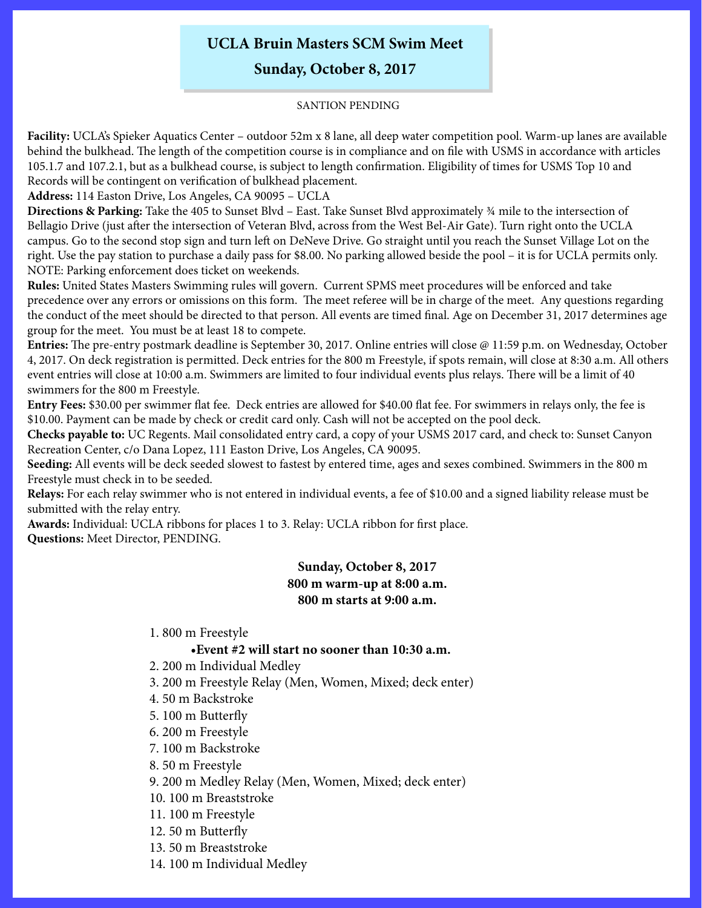# UCLA Bruin Masters SCM Swim Meet

## Sunday, October 8, 2017

SANTION PENDING

**Facility:** UCLA's Spieker Aquatics Center – outdoor 52m x 8 lane, all deep water competition pool. Warm-up lanes are available behind the bulkhead. The length of the competition course is in compliance and on file with USMS in accordance with articles 105.1.7 and 107.2.1, but as a bulkhead course, is subject to length confirmation. Eligibility of times for USMS Top 10 and Records will be contingent on verification of bulkhead placement.

**Address:** 114 Easton Drive, Los Angeles, CA 90095 – UCLA

**Directions & Parking:** Take the 405 to Sunset Blvd – East. Take Sunset Blvd approximately ¾ mile to the intersection of Bellagio Drive (just after the intersection of Veteran Blvd, across from the West Bel-Air Gate). Turn right onto the UCLA campus. Go to the second stop sign and turn left on DeNeve Drive. Go straight until you reach the Sunset Village Lot on the right. Use the pay station to purchase a daily pass for $8.00. No parking allowed beside the pool – it is for UCLA permits only. NOTE: Parking enforcement does ticket on weekends.

**Rules:** United States Masters Swimming rules will govern. Current SPMS meet procedures will be enforced and take precedence over any errors or omissions on this form. The meet referee will be in charge of the meet. Any questions regarding the conduct of the meet should be directed to that person. All events are timed final. Age on December 31, 2017 determines age group for the meet. You must be at least 18 to compete.

**Entries:** The pre-entry postmark deadline is September 30, 2017. Online entries will close @ 11:59 p.m. on Wednesday, October 4, 2017. On deck registration is permitted. Deck entries for the 800 m Freestyle, if spots remain, will close at 8:30 a.m. All others event entries will close at 10:00 a.m. Swimmers are limited to four individual events plus relays. There will be a limit of 40 swimmers for the 800 m Freestyle.

**Entry Fees:** $30.00 per swimmer flat fee. Deck entries are allowed for $40.00 flat fee. For swimmers in relays only, the fee is $10.00. Payment can be made by check or credit card only. Cash will not be accepted on the pool deck.

**Checks payable to:** UC Regents. Mail consolidated entry card, a copy of your USMS 2017 card, and check to: Sunset Canyon Recreation Center, c/o Dana Lopez, 111 Easton Drive, Los Angeles, CA 90095.

**Seeding:** All events will be deck seeded slowest to fastest by entered time, ages and sexes combined. Swimmers in the 800 m Freestyle must check in to be seeded.

**Relays:** For each relay swimmer who is not entered in individual events, a fee of $10.00 and a signed liability release must be submitted with the relay entry.

**Awards:** Individual: UCLA ribbons for places 1 to 3. Relay: UCLA ribbon for first place.

**Questions:** Meet Director, PENDING.

**Sunday, October 8, 2017**
**800 m warm-up at 8:00 a.m.**
**800 m starts at 9:00 a.m.**

1. 800 m Freestyle
   - **Event #2 will start no sooner than 10:30 a.m.**
2. 200 m Individual Medley
3. 200 m Freestyle Relay (Men, Women, Mixed; deck enter)
4. 50 m Backstroke
5. 100 m Butterfly
6. 200 m Freestyle
7. 100 m Backstroke
8. 50 m Freestyle
9. 200 m Medley Relay (Men, Women, Mixed; deck enter)
10. 100 m Breaststroke
11. 100 m Freestyle
12. 50 m Butterfly
13. 50 m Breaststroke
14. 100 m Individual Medley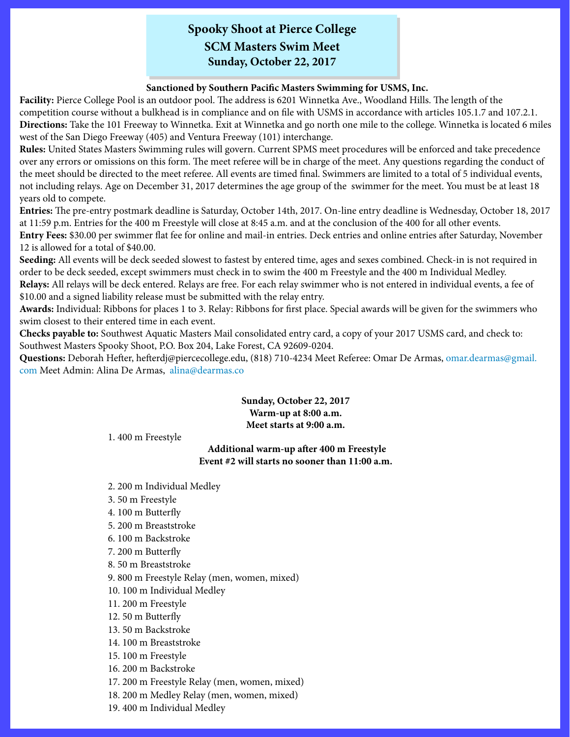# Spooky Shoot at Pierce College
## SCM Masters Swim Meet
## Sunday, October 22, 2017

**Sanctioned by Southern Pacific Masters Swimming for USMS, Inc.**

**Facility:** Pierce College Pool is an outdoor pool. The address is 6201 Winnetka Ave., Woodland Hills. The length of the competition course without a bulkhead is in compliance and on file with USMS in accordance with articles 105.1.7 and 107.2.1.

**Directions:** Take the 101 Freeway to Winnetka. Exit at Winnetka and go north one mile to the college. Winnetka is located 6 miles west of the San Diego Freeway (405) and Ventura Freeway (101) interchange.

**Rules:** United States Masters Swimming rules will govern. Current SPMS meet procedures will be enforced and take precedence over any errors or omissions on this form. The meet referee will be in charge of the meet. Any questions regarding the conduct of the meet should be directed to the meet referee. All events are timed final. Swimmers are limited to a total of 5 individual events, not including relays. Age on December 31, 2017 determines the age group of the swimmer for the meet. You must be at least 18 years old to compete.

**Entries:** The pre-entry postmark deadline is Saturday, October 14th, 2017. On-line entry deadline is Wednesday, October 18, 2017 at 11:59 p.m. Entries for the 400 m Freestyle will close at 8:45 a.m. and at the conclusion of the 400 for all other events.

**Entry Fees:** $30.00 per swimmer flat fee for online and mail-in entries. Deck entries and online entries after Saturday, November 12 is allowed for a total of $40.00.

**Seeding:** All events will be deck seeded slowest to fastest by entered time, ages and sexes combined. Check-in is not required in order to be deck seeded, except swimmers must check in to swim the 400 m Freestyle and the 400 m Individual Medley.

**Relays:** All relays will be deck entered. Relays are free. For each relay swimmer who is not entered in individual events, a fee of $10.00 and a signed liability release must be submitted with the relay entry.

**Awards:** Individual: Ribbons for places 1 to 3. Relay: Ribbons for first place. Special awards will be given for the swimmers who swim closest to their entered time in each event.

**Checks payable to:** Southwest Aquatic Masters Mail consolidated entry card, a copy of your 2017 USMS card, and check to: Southwest Masters Spooky Shoot, P.O. Box 204, Lake Forest, CA 92609-0204.

**Questions:** Deborah Hefter, hefterdj@piercecollege.edu, (818) 710-4234 Meet Referee: Omar De Armas, omar.dearmas@gmail.com Meet Admin: Alina De Armas, alina@dearmas.co

**Sunday, October 22, 2017**
**Warm-up at 8:00 a.m.**
**Meet starts at 9:00 a.m.**

1. 400 m Freestyle

**Additional warm-up after 400 m Freestyle**
**Event #2 will starts no sooner than 11:00 a.m.**

2. 200 m Individual Medley
3. 50 m Freestyle
4. 100 m Butterfly
5. 200 m Breaststroke
6. 100 m Backstroke
7. 200 m Butterfly
8. 50 m Breaststroke
9. 800 m Freestyle Relay (men, women, mixed)
10. 100 m Individual Medley
11. 200 m Freestyle
12. 50 m Butterfly
13. 50 m Backstroke
14. 100 m Breaststroke
15. 100 m Freestyle
16. 200 m Backstroke
17. 200 m Freestyle Relay (men, women, mixed)
18. 200 m Medley Relay (men, women, mixed)
19. 400 m Individual Medley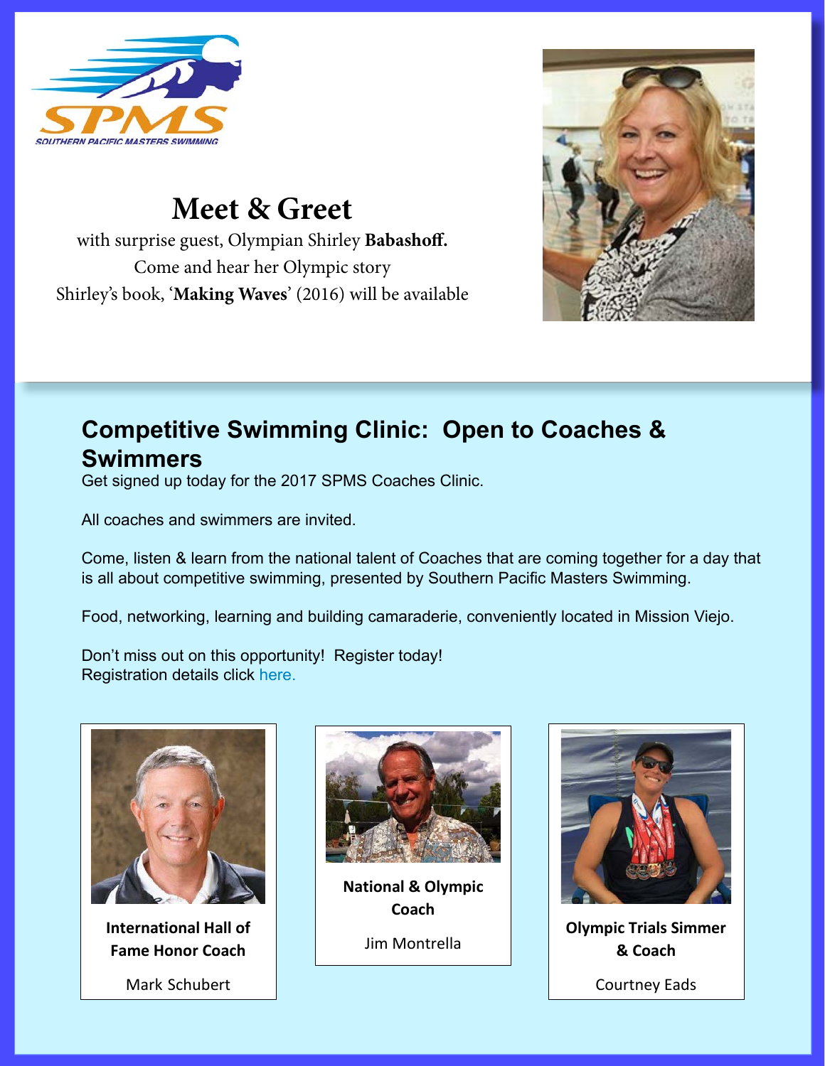SOUTHERN PACIFIC MASTERS SWIMMING

# Meet & Greet

with surprise guest, Olympian Shirley **Babashoff.**
Come and hear her Olympic story
Shirley's book, '**Making Waves**' (2016) will be available

## Competitive Swimming Clinic: Open to Coaches & Swimmers

Get signed up today for the 2017 SPMS Coaches Clinic.

All coaches and swimmers are invited.

Come, listen & learn from the national talent of Coaches that are coming together for a day that is all about competitive swimming, presented by Southern Pacific Masters Swimming.

Food, networking, learning and building camaraderie, conveniently located in Mission Viejo.

Don't miss out on this opportunity! Register today!
Registration details click here.

**International Hall of Fame Honor Coach**

Mark Schubert

**National & Olympic Coach**

Jim Montrella

**Olympic Trials Simmer & Coach**

Courtney Eads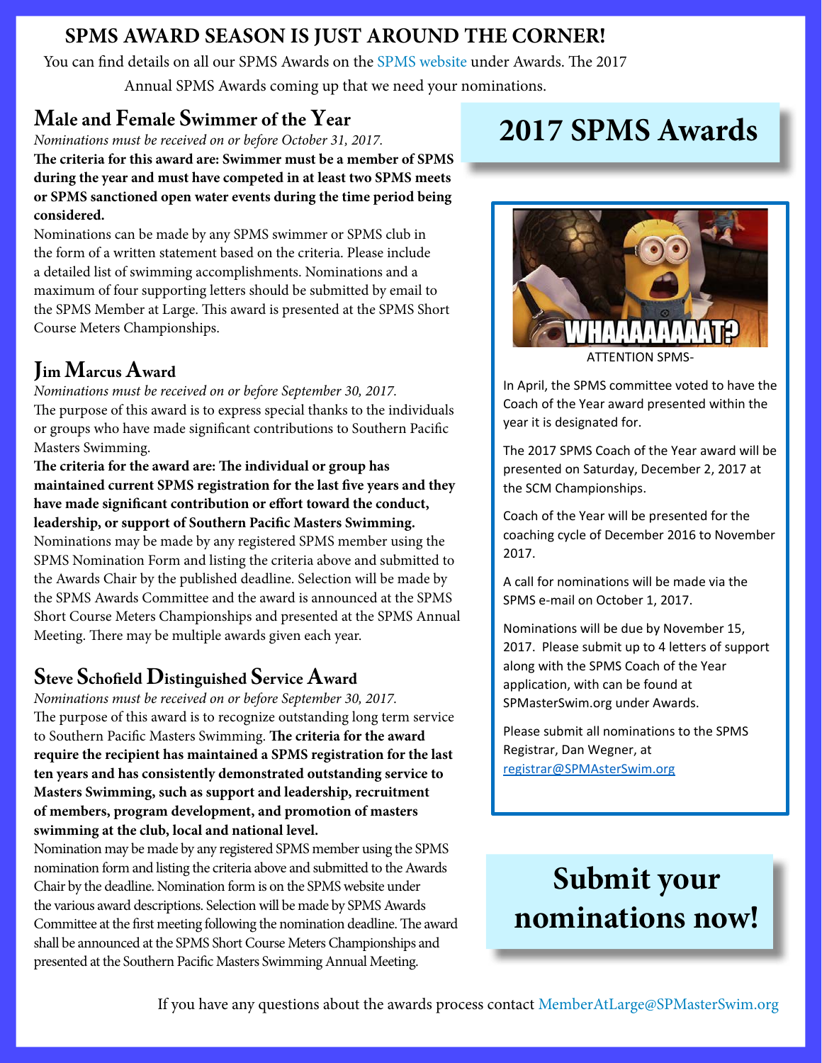# SPMS AWARD SEASON IS JUST AROUND THE CORNER!

You can find details on all our SPMS Awards on the SPMS website under Awards. The 2017 Annual SPMS Awards coming up that we need your nominations.

## Male and Female Swimmer of the Year

*Nominations must be received on or before October 31, 2017.*

**The criteria for this award are: Swimmer must be a member of SPMS during the year and must have competed in at least two SPMS meets or SPMS sanctioned open water events during the time period being considered.**

Nominations can be made by any SPMS swimmer or SPMS club in the form of a written statement based on the criteria. Please include a detailed list of swimming accomplishments. Nominations and a maximum of four supporting letters should be submitted by email to the SPMS Member at Large. This award is presented at the SPMS Short Course Meters Championships.

## Jim Marcus Award

*Nominations must be received on or before September 30, 2017.*

The purpose of this award is to express special thanks to the individuals or groups who have made significant contributions to Southern Pacific Masters Swimming.

**The criteria for the award are: The individual or group has maintained current SPMS registration for the last five years and they have made significant contribution or effort toward the conduct, leadership, or support of Southern Pacific Masters Swimming.**

Nominations may be made by any registered SPMS member using the SPMS Nomination Form and listing the criteria above and submitted to the Awards Chair by the published deadline. Selection will be made by the SPMS Awards Committee and the award is announced at the SPMS Short Course Meters Championships and presented at the SPMS Annual Meeting. There may be multiple awards given each year.

## Steve Schofield Distinguished Service Award

*Nominations must be received on or before September 30, 2017.*

The purpose of this award is to recognize outstanding long term service to Southern Pacific Masters Swimming. **The criteria for the award require the recipient has maintained a SPMS registration for the last ten years and has consistently demonstrated outstanding service to Masters Swimming, such as support and leadership, recruitment of members, program development, and promotion of masters swimming at the club, local and national level.**

Nomination may be made by any registered SPMS member using the SPMS nomination form and listing the criteria above and submitted to the Awards Chair by the deadline. Nomination form is on the SPMS website under the various award descriptions. Selection will be made by SPMS Awards Committee at the first meeting following the nomination deadline. The award shall be announced at the SPMS Short Course Meters Championships and presented at the Southern Pacific Masters Swimming Annual Meeting.

# 2017 SPMS Awards

ATTENTION SPMS-

In April, the SPMS committee voted to have the Coach of the Year award presented within the year it is designated for.

The 2017 SPMS Coach of the Year award will be presented on Saturday, December 2, 2017 at the SCM Championships.

Coach of the Year will be presented for the coaching cycle of December 2016 to November 2017.

A call for nominations will be made via the SPMS e-mail on October 1, 2017.

Nominations will be due by November 15, 2017. Please submit up to 4 letters of support along with the SPMS Coach of the Year application, with can be found at SPMasterSwim.org under Awards.

Please submit all nominations to the SPMS Registrar, Dan Wegner, at registrar@SPMAsterSwim.org

# Submit your nominations now!

If you have any questions about the awards process contact MemberAtLarge@SPMasterSwim.org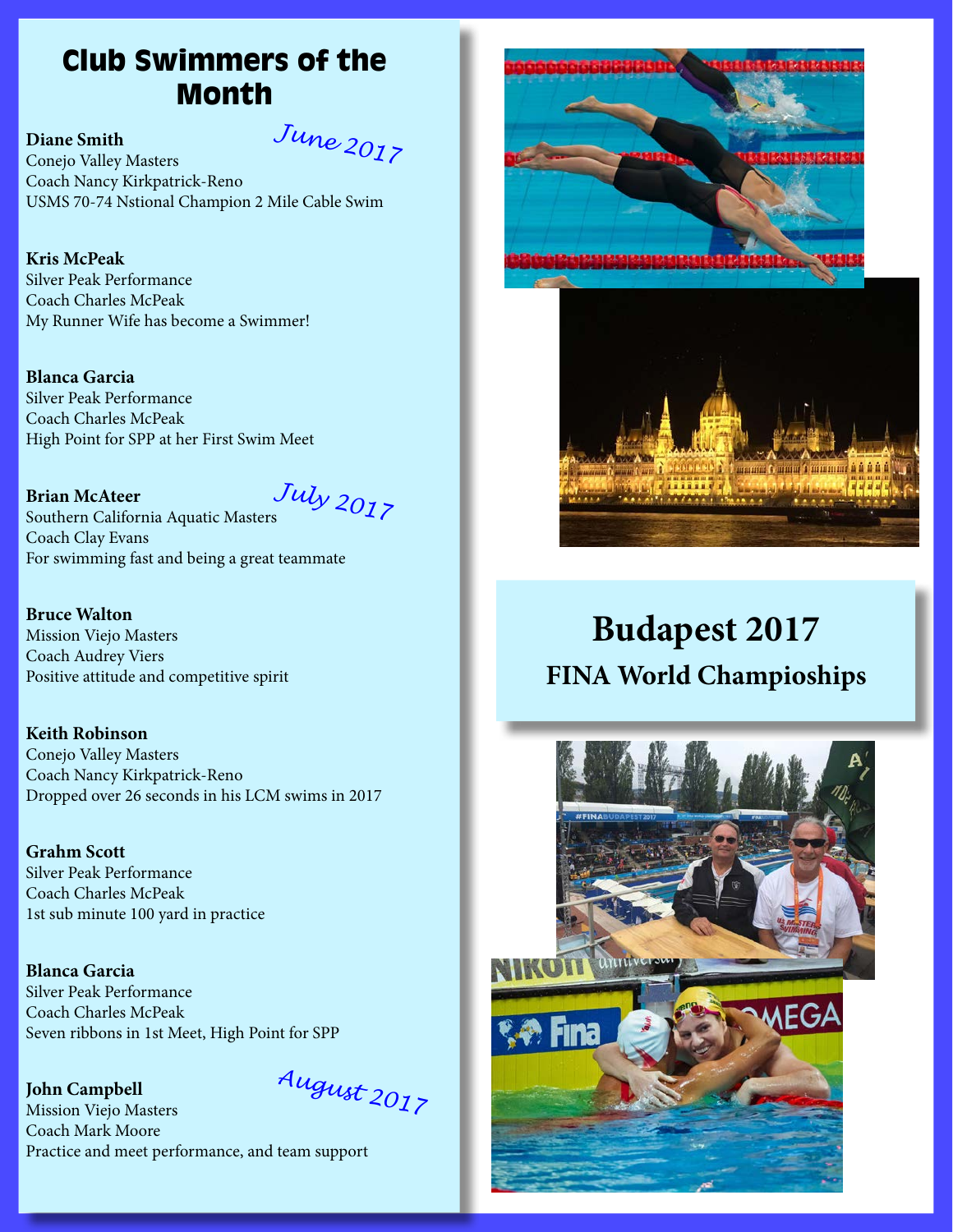# Club Swimmers of the Month

*June 2017*

**Diane Smith**
Conejo Valley Masters
Coach Nancy Kirkpatrick-Reno
USMS 70-74 Nstional Champion 2 Mile Cable Swim

**Kris McPeak**
Silver Peak Performance
Coach Charles McPeak
My Runner Wife has become a Swimmer!

**Blanca Garcia**
Silver Peak Performance
Coach Charles McPeak
High Point for SPP at her First Swim Meet

*July 2017*

**Brian McAteer**
Southern California Aquatic Masters
Coach Clay Evans
For swimming fast and being a great teammate

**Bruce Walton**
Mission Viejo Masters
Coach Audrey Viers
Positive attitude and competitive spirit

**Keith Robinson**
Conejo Valley Masters
Coach Nancy Kirkpatrick-Reno
Dropped over 26 seconds in his LCM swims in 2017

**Grahm Scott**
Silver Peak Performance
Coach Charles McPeak
1st sub minute 100 yard in practice

**Blanca Garcia**
Silver Peak Performance
Coach Charles McPeak
Seven ribbons in 1st Meet, High Point for SPP

*August 2017*

**John Campbell**
Mission Viejo Masters
Coach Mark Moore
Practice and meet performance, and team support

## Budapest 2017
### FINA World Champioships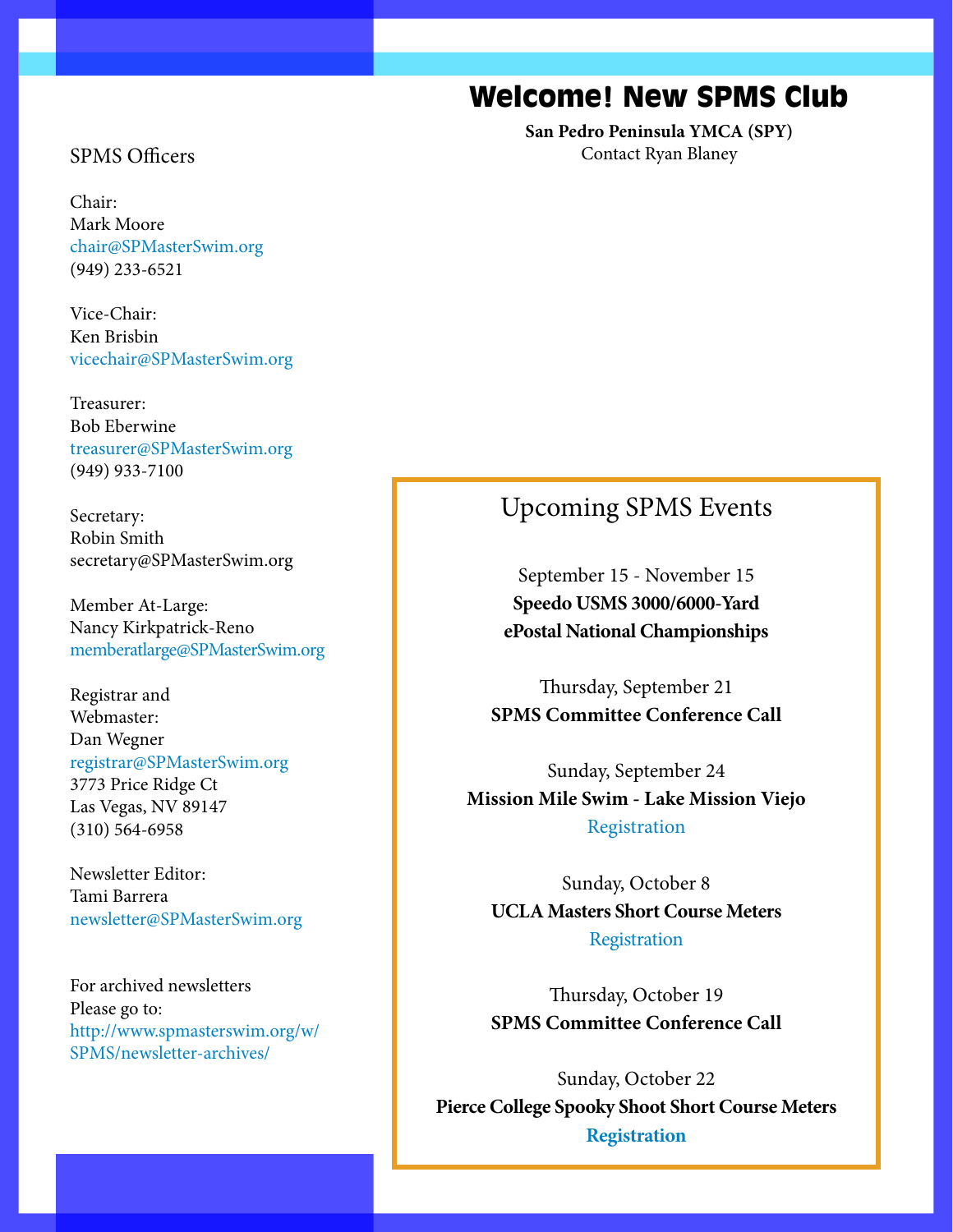## SPMS Officers

Chair:
Mark Moore
chair@SPMasterSwim.org
(949) 233-6521

Vice-Chair:
Ken Brisbin
vicechair@SPMasterSwim.org

Treasurer:
Bob Eberwine
treasurer@SPMasterSwim.org
(949) 933-7100

Secretary:
Robin Smith
secretary@SPMasterSwim.org

Member At-Large:
Nancy Kirkpatrick-Reno
memberatlarge@SPMasterSwim.org

Registrar and
Webmaster:
Dan Wegner
registrar@SPMasterSwim.org
3773 Price Ridge Ct
Las Vegas, NV 89147
(310) 564-6958

Newsletter Editor:
Tami Barrera
newsletter@SPMasterSwim.org

For archived newsletters
Please go to:
http://www.spmasterswim.org/w/SPMS/newsletter-archives/

# Welcome! New SPMS Club

**San Pedro Peninsula YMCA (SPY)**
Contact Ryan Blaney

## Upcoming SPMS Events

September 15 - November 15
**Speedo USMS 3000/6000-Yard ePostal National Championships**

Thursday, September 21
**SPMS Committee Conference Call**

Sunday, September 24
**Mission Mile Swim - Lake Mission Viejo**
Registration

Sunday, October 8
**UCLA Masters Short Course Meters**
Registration

Thursday, October 19
**SPMS Committee Conference Call**

Sunday, October 22
**Pierce College Spooky Shoot Short Course Meters**
**Registration**